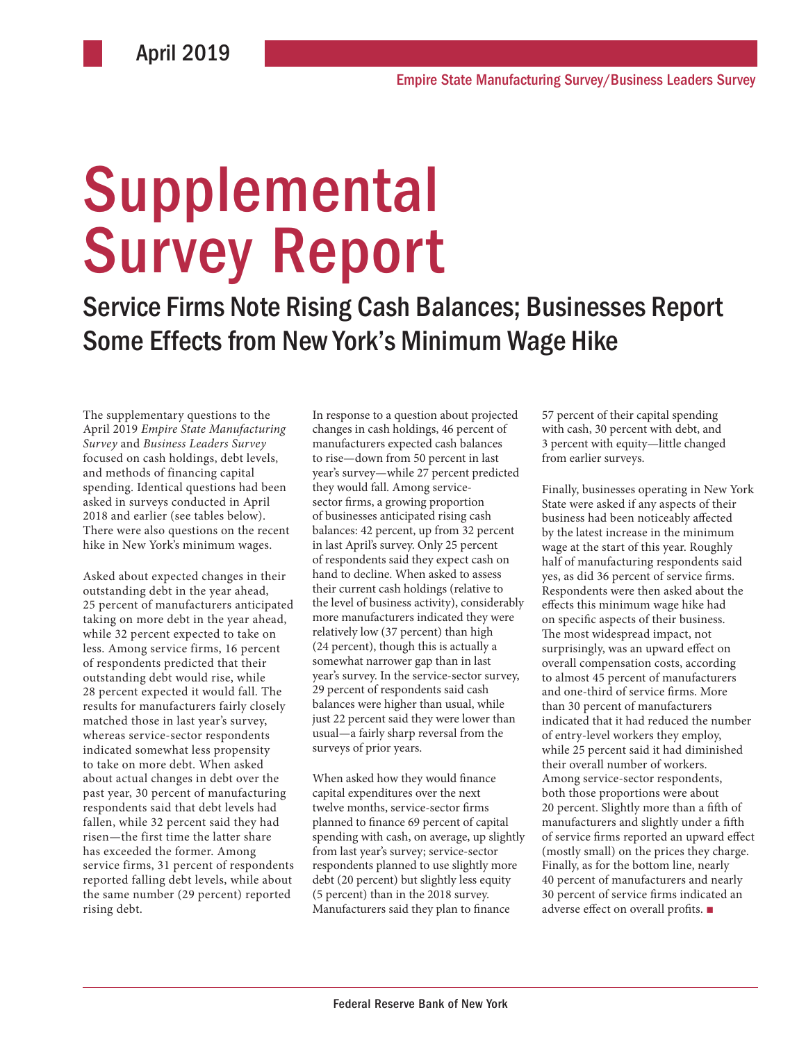April 2019

Empire State Manufacturing Survey/Business Leaders Survey

# Supplemental Survey Report

## Service Firms Note Rising Cash Balances; Businesses Report Some Effects from New York's Minimum Wage Hike

The supplementary questions to the April 2019 *Empire State Manufacturing Survey* and *Business Leaders Survey* focused on cash holdings, debt levels, and methods of financing capital spending. Identical questions had been asked in surveys conducted in April 2018 and earlier (see tables below). There were also questions on the recent hike in New York's minimum wages.

Asked about expected changes in their outstanding debt in the year ahead, 25 percent of manufacturers anticipated taking on more debt in the year ahead, while 32 percent expected to take on less. Among service firms, 16 percent of respondents predicted that their outstanding debt would rise, while 28 percent expected it would fall. The results for manufacturers fairly closely matched those in last year's survey, whereas service-sector respondents indicated somewhat less propensity to take on more debt. When asked about actual changes in debt over the past year, 30 percent of manufacturing respondents said that debt levels had fallen, while 32 percent said they had risen—the first time the latter share has exceeded the former. Among service firms, 31 percent of respondents reported falling debt levels, while about the same number (29 percent) reported rising debt.

In response to a question about projected changes in cash holdings, 46 percent of manufacturers expected cash balances to rise—down from 50 percent in last year's survey—while 27 percent predicted they would fall. Among service-sector firms, a growing proportion of businesses anticipated rising cash balances: 42 percent, up from 32 percent in last April's survey. Only 25 percent of respondents said they expect cash on hand to decline. When asked to assess their current cash holdings (relative to the level of business activity), considerably more manufacturers indicated they were relatively low (37 percent) than high (24 percent), though this is actually a somewhat narrower gap than in last year's survey. In the service-sector survey, 29 percent of respondents said cash balances were higher than usual, while just 22 percent said they were lower than usual—a fairly sharp reversal from the surveys of prior years.

When asked how they would finance capital expenditures over the next twelve months, service-sector firms planned to finance 69 percent of capital spending with cash, on average, up slightly from last year's survey; service-sector respondents planned to use slightly more debt (20 percent) but slightly less equity (5 percent) than in the 2018 survey. Manufacturers said they plan to finance 57 percent of their capital spending with cash, 30 percent with debt, and 3 percent with equity—little changed from earlier surveys.

Finally, businesses operating in New York State were asked if any aspects of their business had been noticeably affected by the latest increase in the minimum wage at the start of this year. Roughly half of manufacturing respondents said yes, as did 36 percent of service firms. Respondents were then asked about the effects this minimum wage hike had on specific aspects of their business. The most widespread impact, not surprisingly, was an upward effect on overall compensation costs, according to almost 45 percent of manufacturers and one-third of service firms. More than 30 percent of manufacturers indicated that it had reduced the number of entry-level workers they employ, while 25 percent said it had diminished their overall number of workers. Among service-sector respondents, both those proportions were about 20 percent. Slightly more than a fifth of manufacturers and slightly under a fifth of service firms reported an upward effect (mostly small) on the prices they charge. Finally, as for the bottom line, nearly 40 percent of manufacturers and nearly 30 percent of service firms indicated an adverse effect on overall profits. ■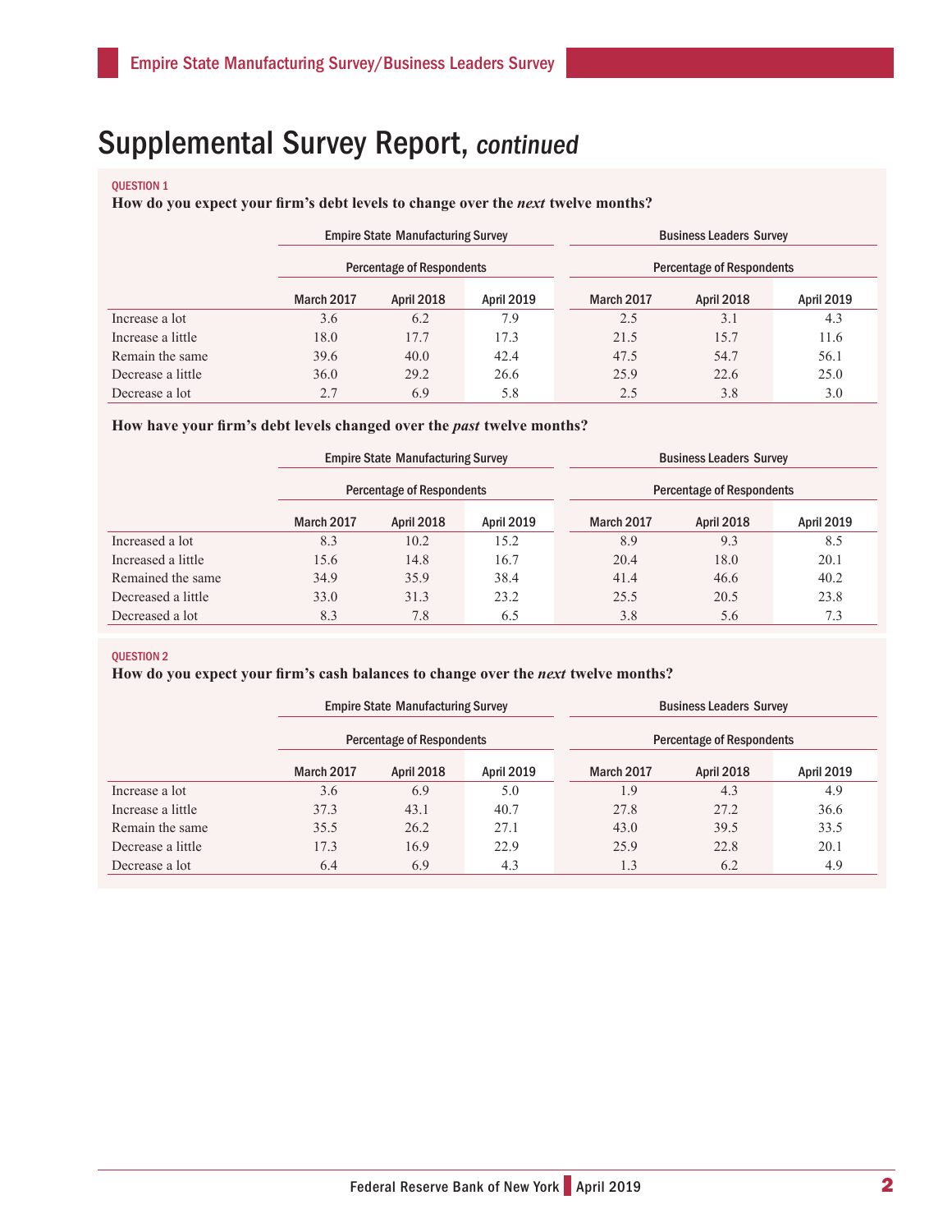# Supplemental Survey Report, *continued*

QUESTION 1

**How do you expect your firm's debt levels to change over the *next* twelve months?**

| | Empire State Manufacturing Survey | | | Business Leaders Survey | | |
|---|---|---|---|---|---|---|
| | Percentage of Respondents | | | Percentage of Respondents | | |
| | March 2017 | April 2018 | April 2019 | March 2017 | April 2018 | April 2019 |
| Increase a lot | 3.6 | 6.2 | 7.9 | 2.5 | 3.1 | 4.3 |
| Increase a little | 18.0 | 17.7 | 17.3 | 21.5 | 15.7 | 11.6 |
| Remain the same | 39.6 | 40.0 | 42.4 | 47.5 | 54.7 | 56.1 |
| Decrease a little | 36.0 | 29.2 | 26.6 | 25.9 | 22.6 | 25.0 |
| Decrease a lot | 2.7 | 6.9 | 5.8 | 2.5 | 3.8 | 3.0 |

**How have your firm's debt levels changed over the *past* twelve months?**

| | Empire State Manufacturing Survey | | | Business Leaders Survey | | |
|---|---|---|---|---|---|---|
| | Percentage of Respondents | | | Percentage of Respondents | | |
| | March 2017 | April 2018 | April 2019 | March 2017 | April 2018 | April 2019 |
| Increased a lot | 8.3 | 10.2 | 15.2 | 8.9 | 9.3 | 8.5 |
| Increased a little | 15.6 | 14.8 | 16.7 | 20.4 | 18.0 | 20.1 |
| Remained the same | 34.9 | 35.9 | 38.4 | 41.4 | 46.6 | 40.2 |
| Decreased a little | 33.0 | 31.3 | 23.2 | 25.5 | 20.5 | 23.8 |
| Decreased a lot | 8.3 | 7.8 | 6.5 | 3.8 | 5.6 | 7.3 |

QUESTION 2

**How do you expect your firm's cash balances to change over the *next* twelve months?**

| | Empire State Manufacturing Survey | | | Business Leaders Survey | | |
|---|---|---|---|---|---|---|
| | Percentage of Respondents | | | Percentage of Respondents | | |
| | March 2017 | April 2018 | April 2019 | March 2017 | April 2018 | April 2019 |
| Increase a lot | 3.6 | 6.9 | 5.0 | 1.9 | 4.3 | 4.9 |
| Increase a little | 37.3 | 43.1 | 40.7 | 27.8 | 27.2 | 36.6 |
| Remain the same | 35.5 | 26.2 | 27.1 | 43.0 | 39.5 | 33.5 |
| Decrease a little | 17.3 | 16.9 | 22.9 | 25.9 | 22.8 | 20.1 |
| Decrease a lot | 6.4 | 6.9 | 4.3 | 1.3 | 6.2 | 4.9 |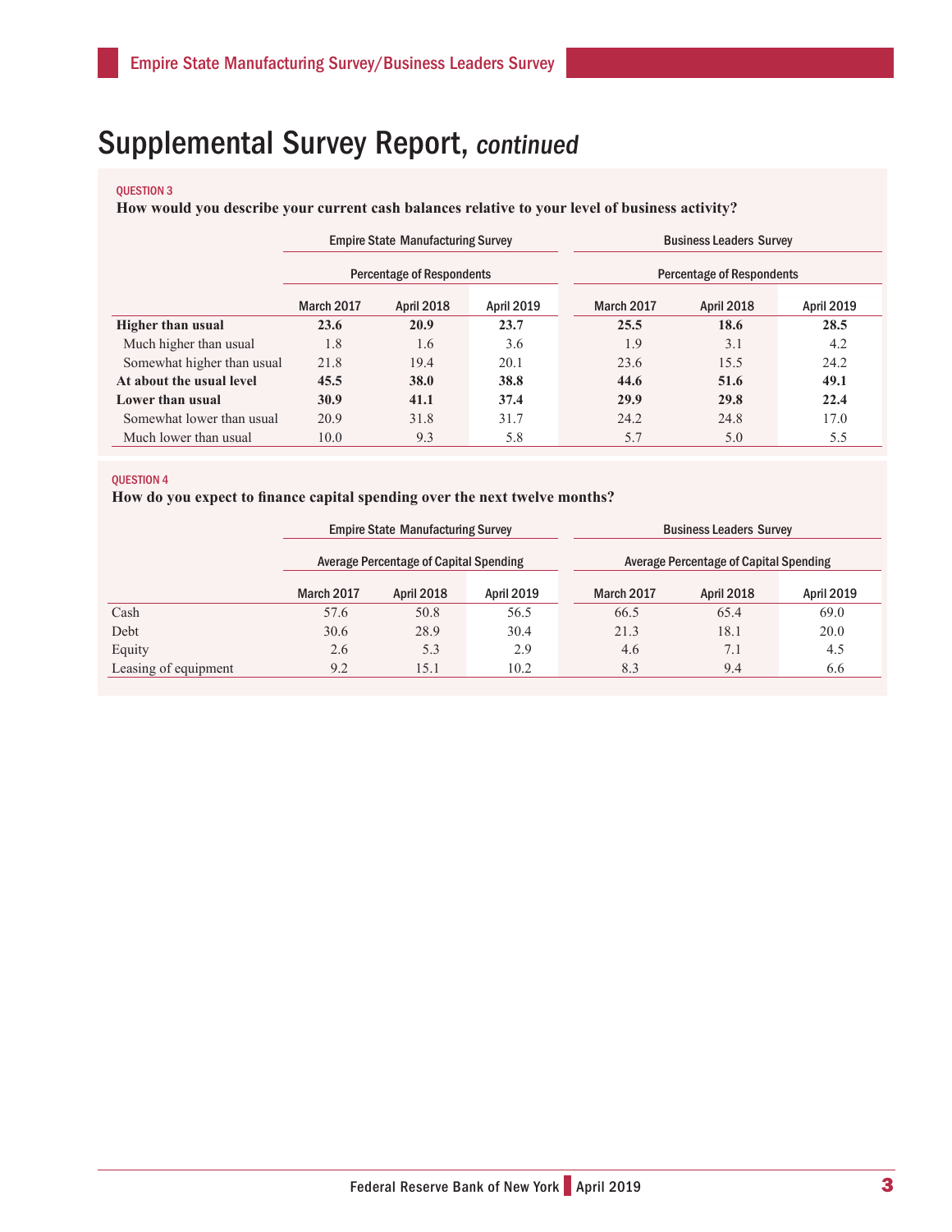# Supplemental Survey Report, *continued*

QUESTION 3

**How would you describe your current cash balances relative to your level of business activity?**

| | Empire State Manufacturing Survey | | | Business Leaders Survey | | |
|---|---|---|---|---|---|---|
| | Percentage of Respondents | | | Percentage of Respondents | | |
| | March 2017 | April 2018 | April 2019 | March 2017 | April 2018 | April 2019 |
| **Higher than usual** | **23.6** | **20.9** | **23.7** | **25.5** | **18.6** | **28.5** |
| Much higher than usual | 1.8 | 1.6 | 3.6 | 1.9 | 3.1 | 4.2 |
| Somewhat higher than usual | 21.8 | 19.4 | 20.1 | 23.6 | 15.5 | 24.2 |
| **At about the usual level** | **45.5** | **38.0** | **38.8** | **44.6** | **51.6** | **49.1** |
| **Lower than usual** | **30.9** | **41.1** | **37.4** | **29.9** | **29.8** | **22.4** |
| Somewhat lower than usual | 20.9 | 31.8 | 31.7 | 24.2 | 24.8 | 17.0 |
| Much lower than usual | 10.0 | 9.3 | 5.8 | 5.7 | 5.0 | 5.5 |

QUESTION 4

**How do you expect to finance capital spending over the next twelve months?**

| | Empire State Manufacturing Survey | | | Business Leaders Survey | | |
|---|---|---|---|---|---|---|
| | Average Percentage of Capital Spending | | | Average Percentage of Capital Spending | | |
| | March 2017 | April 2018 | April 2019 | March 2017 | April 2018 | April 2019 |
| Cash | 57.6 | 50.8 | 56.5 | 66.5 | 65.4 | 69.0 |
| Debt | 30.6 | 28.9 | 30.4 | 21.3 | 18.1 | 20.0 |
| Equity | 2.6 | 5.3 | 2.9 | 4.6 | 7.1 | 4.5 |
| Leasing of equipment | 9.2 | 15.1 | 10.2 | 8.3 | 9.4 | 6.6 |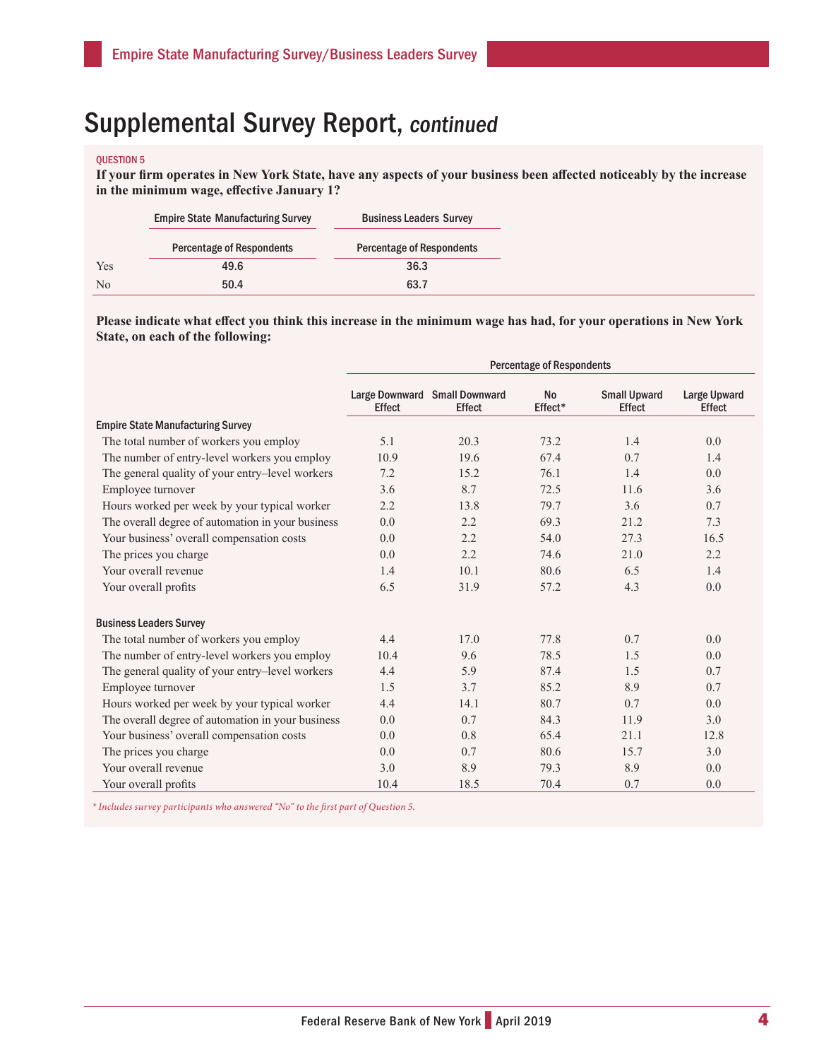# Supplemental Survey Report, *continued*

QUESTION 5

**If your firm operates in New York State, have any aspects of your business been affected noticeably by the increase in the minimum wage, effective January 1?**

| | Empire State Manufacturing Survey | Business Leaders Survey |
|---|---|---|
| | Percentage of Respondents | Percentage of Respondents |
| Yes | 49.6 | 36.3 |
| No | 50.4 | 63.7 |

**Please indicate what effect you think this increase in the minimum wage has had, for your operations in New York State, on each of the following:**

| | Percentage of Respondents | | | | |
|---|---|---|---|---|---|
| | Large Downward Effect | Small Downward Effect | No Effect* | Small Upward Effect | Large Upward Effect |
| **Empire State Manufacturing Survey** | | | | | |
| The total number of workers you employ | 5.1 | 20.3 | 73.2 | 1.4 | 0.0 |
| The number of entry-level workers you employ | 10.9 | 19.6 | 67.4 | 0.7 | 1.4 |
| The general quality of your entry–level workers | 7.2 | 15.2 | 76.1 | 1.4 | 0.0 |
| Employee turnover | 3.6 | 8.7 | 72.5 | 11.6 | 3.6 |
| Hours worked per week by your typical worker | 2.2 | 13.8 | 79.7 | 3.6 | 0.7 |
| The overall degree of automation in your business | 0.0 | 2.2 | 69.3 | 21.2 | 7.3 |
| Your business' overall compensation costs | 0.0 | 2.2 | 54.0 | 27.3 | 16.5 |
| The prices you charge | 0.0 | 2.2 | 74.6 | 21.0 | 2.2 |
| Your overall revenue | 1.4 | 10.1 | 80.6 | 6.5 | 1.4 |
| Your overall profits | 6.5 | 31.9 | 57.2 | 4.3 | 0.0 |
| **Business Leaders Survey** | | | | | |
| The total number of workers you employ | 4.4 | 17.0 | 77.8 | 0.7 | 0.0 |
| The number of entry-level workers you employ | 10.4 | 9.6 | 78.5 | 1.5 | 0.0 |
| The general quality of your entry–level workers | 4.4 | 5.9 | 87.4 | 1.5 | 0.7 |
| Employee turnover | 1.5 | 3.7 | 85.2 | 8.9 | 0.7 |
| Hours worked per week by your typical worker | 4.4 | 14.1 | 80.7 | 0.7 | 0.0 |
| The overall degree of automation in your business | 0.0 | 0.7 | 84.3 | 11.9 | 3.0 |
| Your business' overall compensation costs | 0.0 | 0.8 | 65.4 | 21.1 | 12.8 |
| The prices you charge | 0.0 | 0.7 | 80.6 | 15.7 | 3.0 |
| Your overall revenue | 3.0 | 8.9 | 79.3 | 8.9 | 0.0 |
| Your overall profits | 10.4 | 18.5 | 70.4 | 0.7 | 0.0 |

*\* Includes survey participants who answered "No" to the first part of Question 5.*